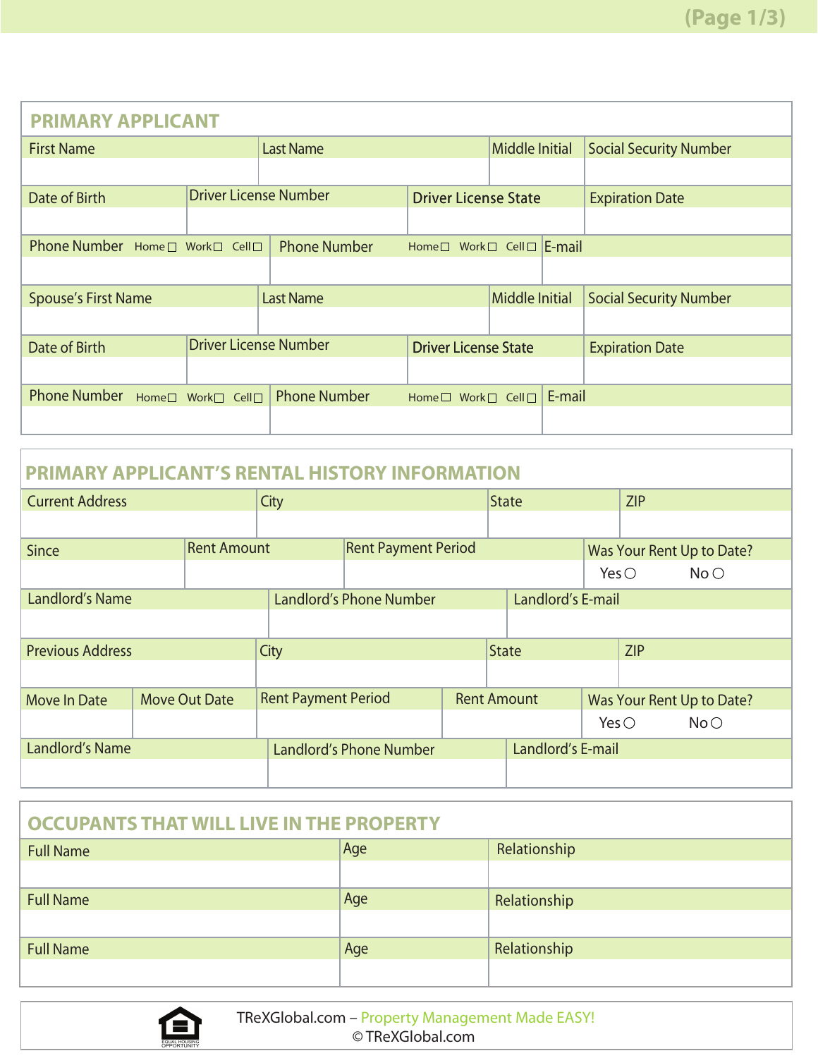## PRIMARY APPLICANT

| First Name | Last Name | Middle Initial | Social Security Number |
|---|---|---|---|
| | | | |

| Date of Birth | Driver License Number | Driver License State | Expiration Date |
|---|---|---|---|
| | | | |

| Phone Number Home ☐ Work ☐ Cell ☐ | Phone Number Home ☐ Work ☐ Cell ☐ | E-mail |
|---|---|---|
| | | |

| Spouse's First Name | Last Name | Middle Initial | Social Security Number |
|---|---|---|---|
| | | | |

| Date of Birth | Driver License Number | Driver License State | Expiration Date |
|---|---|---|---|
| | | | |

| Phone Number Home ☐ Work ☐ Cell ☐ | Phone Number Home ☐ Work ☐ Cell ☐ | E-mail |
|---|---|---|
| | | |

## PRIMARY APPLICANT'S RENTAL HISTORY INFORMATION

| Current Address | City | State | ZIP |
|---|---|---|---|
| | | | |

| Since | Rent Amount | Rent Payment Period | Was Your Rent Up to Date? |
|---|---|---|---|
| | | | Yes ○ No ○ |

| Landlord's Name | Landlord's Phone Number | Landlord's E-mail |
|---|---|---|
| | | |

| Previous Address | City | State | ZIP |
|---|---|---|---|
| | | | |

| Move In Date | Move Out Date | Rent Payment Period | Rent Amount | Was Your Rent Up to Date? |
|---|---|---|---|---|
| | | | | Yes ○ No ○ |

| Landlord's Name | Landlord's Phone Number | Landlord's E-mail |
|---|---|---|
| | | |

## OCCUPANTS THAT WILL LIVE IN THE PROPERTY

| Full Name | Age | Relationship |
|---|---|---|
| | | |

| Full Name | Age | Relationship |
|---|---|---|
| | | |

| Full Name | Age | Relationship |
|---|---|---|
| | | |

EQUAL HOUSING OPPORTUNITY

TReXGlobal.com – Property Management Made EASY!

© TReXGlobal.com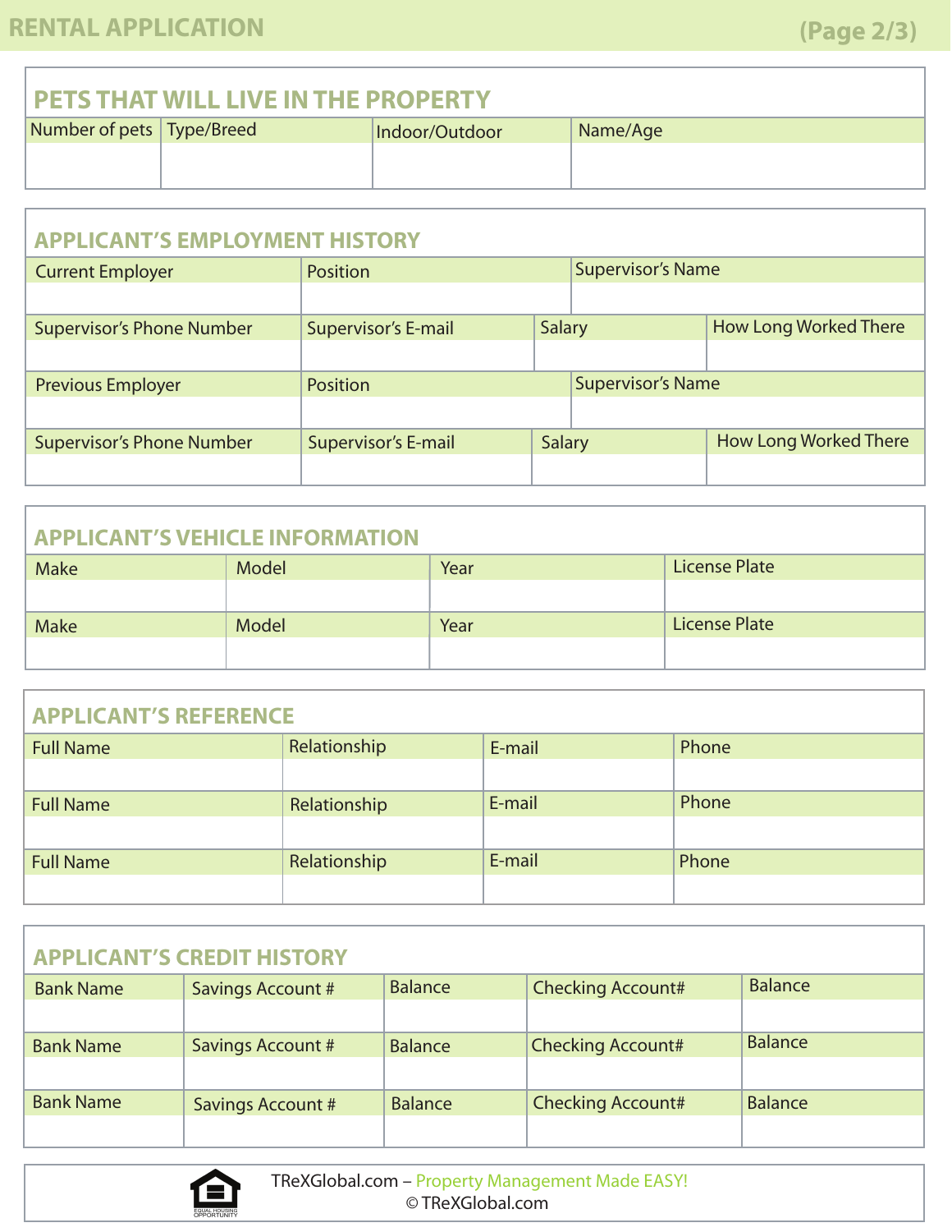# RENTAL APPLICATION

## PETS THAT WILL LIVE IN THE PROPERTY

| Number of pets | Type/Breed | Indoor/Outdoor | Name/Age |
|---|---|---|---|
| | | | |

## APPLICANT'S EMPLOYMENT HISTORY

| Current Employer | Position | Supervisor's Name |
|---|---|---|
| | | |

| Supervisor's Phone Number | Supervisor's E-mail | Salary | How Long Worked There |
|---|---|---|---|
| | | | |

| Previous Employer | Position | Supervisor's Name |
|---|---|---|
| | | |

| Supervisor's Phone Number | Supervisor's E-mail | Salary | How Long Worked There |
|---|---|---|---|
| | | | |

## APPLICANT'S VEHICLE INFORMATION

| Make | Model | Year | License Plate |
|---|---|---|---|
| | | | |

| Make | Model | Year | License Plate |
|---|---|---|---|
| | | | |

## APPLICANT'S REFERENCE

| Full Name | Relationship | E-mail | Phone |
|---|---|---|---|
| | | | |

| Full Name | Relationship | E-mail | Phone |
|---|---|---|---|
| | | | |

| Full Name | Relationship | E-mail | Phone |
|---|---|---|---|
| | | | |

## APPLICANT'S CREDIT HISTORY

| Bank Name | Savings Account # | Balance | Checking Account# | Balance |
|---|---|---|---|---|
| | | | | |

| Bank Name | Savings Account # | Balance | Checking Account# | Balance |
|---|---|---|---|---|
| | | | | |

| Bank Name | Savings Account # | Balance | Checking Account# | Balance |
|---|---|---|---|---|
| | | | | |

EQUAL HOUSING OPPORTUNITY

TReXGlobal.com – Property Management Made EASY!
© TReXGlobal.com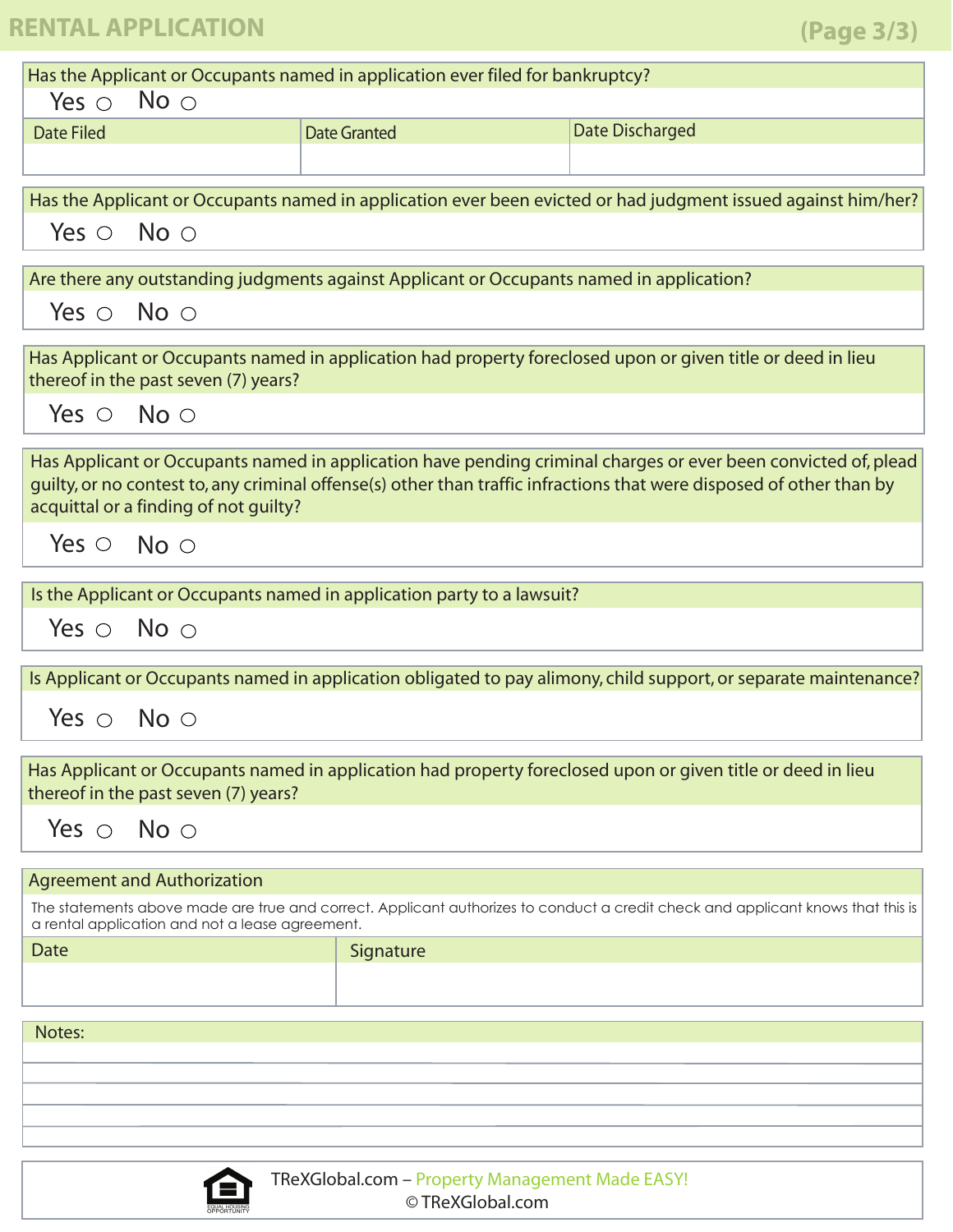# RENTAL APPLICATION

(Page 3/3)

Has the Applicant or Occupants named in application ever filed for bankruptcy?

Yes ○ No ○

| Date Filed | Date Granted | Date Discharged |
|---|---|---|
| | | |

Has the Applicant or Occupants named in application ever been evicted or had judgment issued against him/her?

Yes ○ No ○

Are there any outstanding judgments against Applicant or Occupants named in application?

Yes ○ No ○

Has Applicant or Occupants named in application had property foreclosed upon or given title or deed in lieu thereof in the past seven (7) years?

Yes ○ No ○

Has Applicant or Occupants named in application have pending criminal charges or ever been convicted of, plead guilty, or no contest to, any criminal offense(s) other than traffic infractions that were disposed of other than by acquittal or a finding of not guilty?

Yes ○ No ○

Is the Applicant or Occupants named in application party to a lawsuit?

Yes ○ No ○

Is Applicant or Occupants named in application obligated to pay alimony, child support, or separate maintenance?

Yes ○ No ○

Has Applicant or Occupants named in application had property foreclosed upon or given title or deed in lieu thereof in the past seven (7) years?

Yes ○ No ○

## Agreement and Authorization

The statements above made are true and correct. Applicant authorizes to conduct a credit check and applicant knows that this is a rental application and not a lease agreement.

| Date | Signature |
|---|---|
| | |

Notes:

TReXGlobal.com – Property Management Made EASY!

© TReXGlobal.com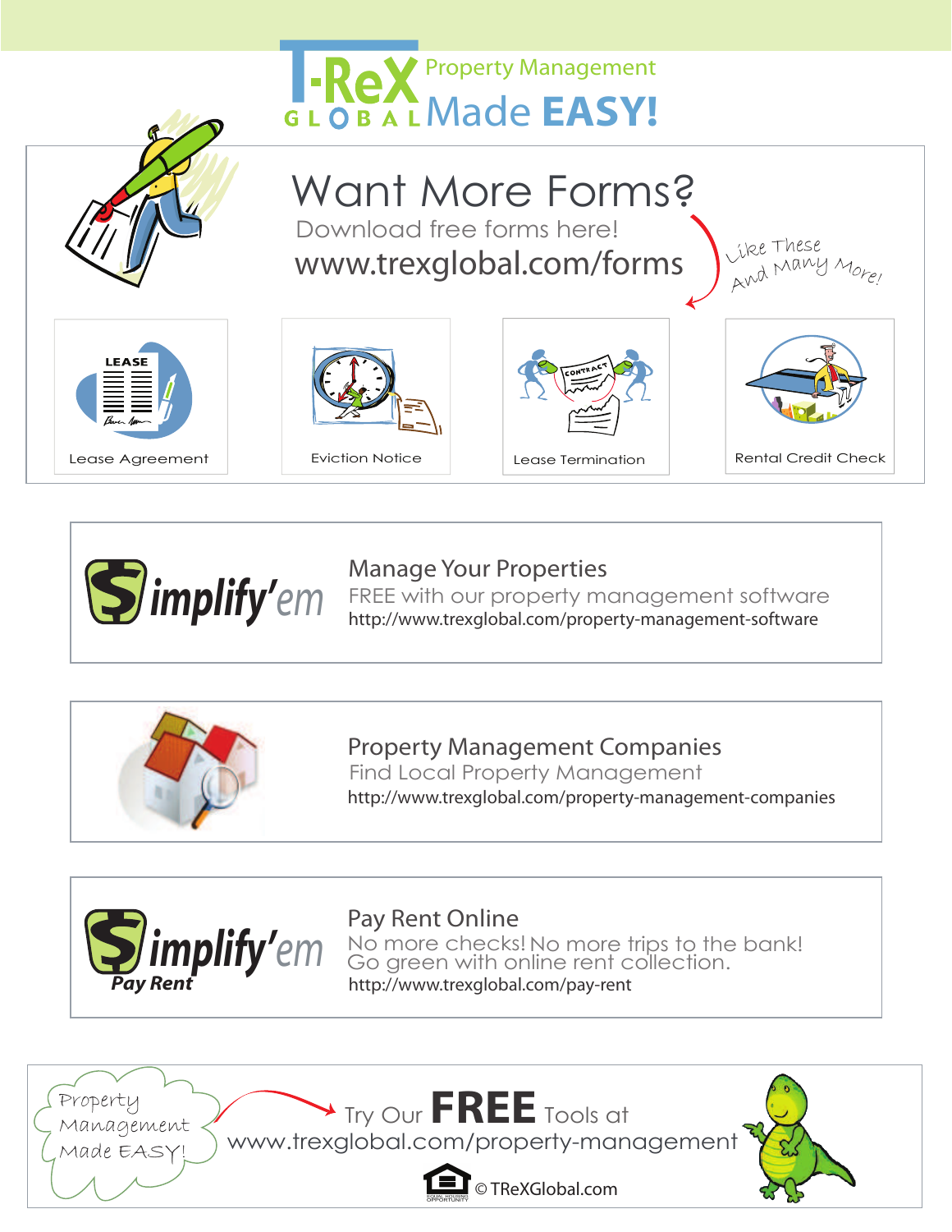T-ReX GLOBAL Property Management Made **EASY!**

# Want More Forms?

Download free forms here!

www.trexglobal.com/forms

Like These And Many More!

Lease Agreement

Eviction Notice

Lease Termination

Rental Credit Check

## Simplify'em

### Manage Your Properties

FREE with our property management software

http://www.trexglobal.com/property-management-software

### Property Management Companies

Find Local Property Management

http://www.trexglobal.com/property-management-companies

## Simplify'em Pay Rent

### Pay Rent Online

No more checks! No more trips to the bank!
Go green with online rent collection.

http://www.trexglobal.com/pay-rent

Property Management Made EASY!

Try Our **FREE** Tools at
www.trexglobal.com/property-management

© TReXGlobal.com